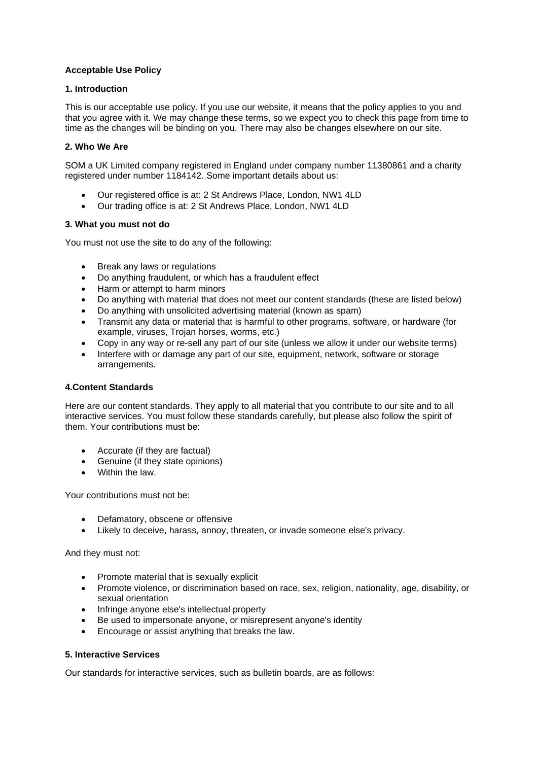# Acceptable Use Policy

## 1. Introduction

This is our acceptable use policy. If you use our website, it means that the policy applies to you and that you agree with it. We may change these terms, so we expect you to check this page from time to time as the changes will be binding on you. There may also be changes elsewhere on our site.

## 2. Who We Are

SOM a UK Limited company registered in England under company number 11380861 and a charity registered under number 1184142. Some important details about us:

- Our registered office is at: 2 St Andrews Place, London, NW1 4LD
- Our trading office is at: 2 St Andrews Place, London, NW1 4LD

## 3. What you must not do

You must not use the site to do any of the following:

- Break any laws or regulations
- Do anything fraudulent, or which has a fraudulent effect
- Harm or attempt to harm minors
- Do anything with material that does not meet our content standards (these are listed below)
- Do anything with unsolicited advertising material (known as spam)
- Transmit any data or material that is harmful to other programs, software, or hardware (for example, viruses, Trojan horses, worms, etc.)
- Copy in any way or re-sell any part of our site (unless we allow it under our website terms)
- Interfere with or damage any part of our site, equipment, network, software or storage arrangements.

## 4.Content Standards

Here are our content standards. They apply to all material that you contribute to our site and to all interactive services. You must follow these standards carefully, but please also follow the spirit of them. Your contributions must be:

- Accurate (if they are factual)
- Genuine (if they state opinions)
- Within the law.

Your contributions must not be:

- Defamatory, obscene or offensive
- Likely to deceive, harass, annoy, threaten, or invade someone else's privacy.

And they must not:

- Promote material that is sexually explicit
- Promote violence, or discrimination based on race, sex, religion, nationality, age, disability, or sexual orientation
- Infringe anyone else's intellectual property
- Be used to impersonate anyone, or misrepresent anyone's identity
- Encourage or assist anything that breaks the law.

## 5. Interactive Services

Our standards for interactive services, such as bulletin boards, are as follows: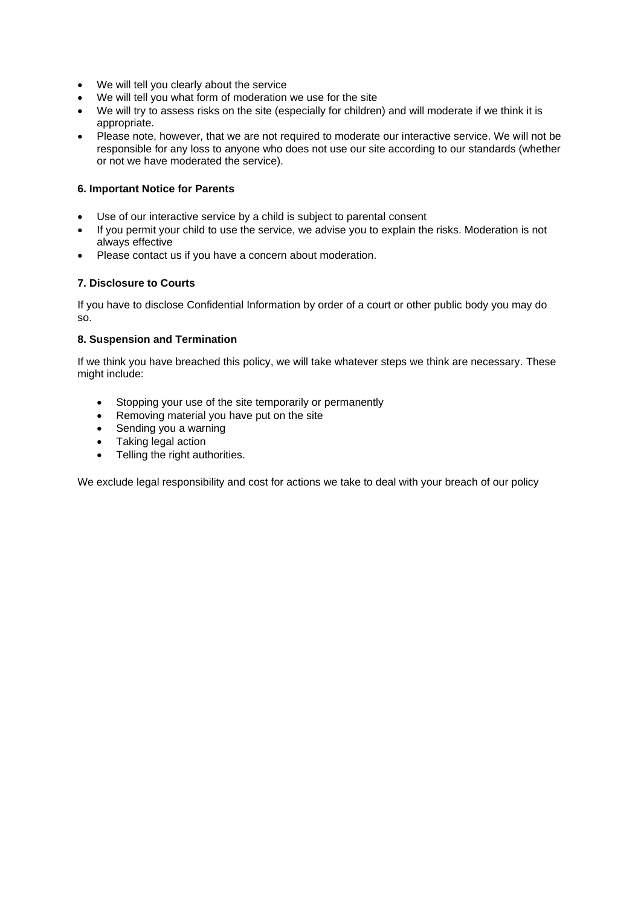- We will tell you clearly about the service
- We will tell you what form of moderation we use for the site
- We will try to assess risks on the site (especially for children) and will moderate if we think it is appropriate.
- Please note, however, that we are not required to moderate our interactive service. We will not be responsible for any loss to anyone who does not use our site according to our standards (whether or not we have moderated the service).

**6. Important Notice for Parents**

- Use of our interactive service by a child is subject to parental consent
- If you permit your child to use the service, we advise you to explain the risks. Moderation is not always effective
- Please contact us if you have a concern about moderation.

**7. Disclosure to Courts**

If you have to disclose Confidential Information by order of a court or other public body you may do so.

**8. Suspension and Termination**

If we think you have breached this policy, we will take whatever steps we think are necessary. These might include:

- Stopping your use of the site temporarily or permanently
- Removing material you have put on the site
- Sending you a warning
- Taking legal action
- Telling the right authorities.

We exclude legal responsibility and cost for actions we take to deal with your breach of our policy